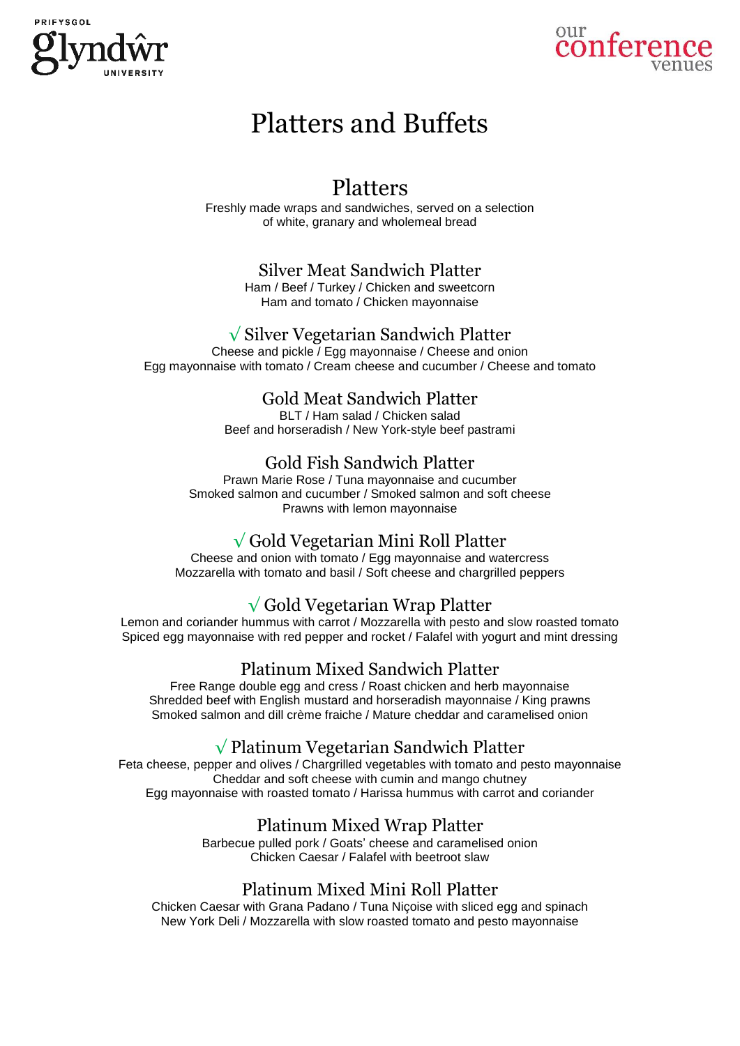PRIFYSGOL

glyndŵr

UNIVERSITY

our conference venues

# Platters and Buffets

## Platters

Freshly made wraps and sandwiches, served on a selection of white, granary and wholemeal bread

### Silver Meat Sandwich Platter

Ham / Beef / Turkey / Chicken and sweetcorn
Ham and tomato / Chicken mayonnaise

### √ Silver Vegetarian Sandwich Platter

Cheese and pickle / Egg mayonnaise / Cheese and onion
Egg mayonnaise with tomato / Cream cheese and cucumber / Cheese and tomato

### Gold Meat Sandwich Platter

BLT / Ham salad / Chicken salad
Beef and horseradish / New York-style beef pastrami

### Gold Fish Sandwich Platter

Prawn Marie Rose / Tuna mayonnaise and cucumber
Smoked salmon and cucumber / Smoked salmon and soft cheese
Prawns with lemon mayonnaise

### √ Gold Vegetarian Mini Roll Platter

Cheese and onion with tomato / Egg mayonnaise and watercress
Mozzarella with tomato and basil / Soft cheese and chargrilled peppers

### √ Gold Vegetarian Wrap Platter

Lemon and coriander hummus with carrot / Mozzarella with pesto and slow roasted tomato
Spiced egg mayonnaise with red pepper and rocket / Falafel with yogurt and mint dressing

### Platinum Mixed Sandwich Platter

Free Range double egg and cress / Roast chicken and herb mayonnaise
Shredded beef with English mustard and horseradish mayonnaise / King prawns
Smoked salmon and dill crème fraiche / Mature cheddar and caramelised onion

### √ Platinum Vegetarian Sandwich Platter

Feta cheese, pepper and olives / Chargrilled vegetables with tomato and pesto mayonnaise
Cheddar and soft cheese with cumin and mango chutney
Egg mayonnaise with roasted tomato / Harissa hummus with carrot and coriander

### Platinum Mixed Wrap Platter

Barbecue pulled pork / Goats' cheese and caramelised onion
Chicken Caesar / Falafel with beetroot slaw

### Platinum Mixed Mini Roll Platter

Chicken Caesar with Grana Padano / Tuna Niçoise with sliced egg and spinach
New York Deli / Mozzarella with slow roasted tomato and pesto mayonnaise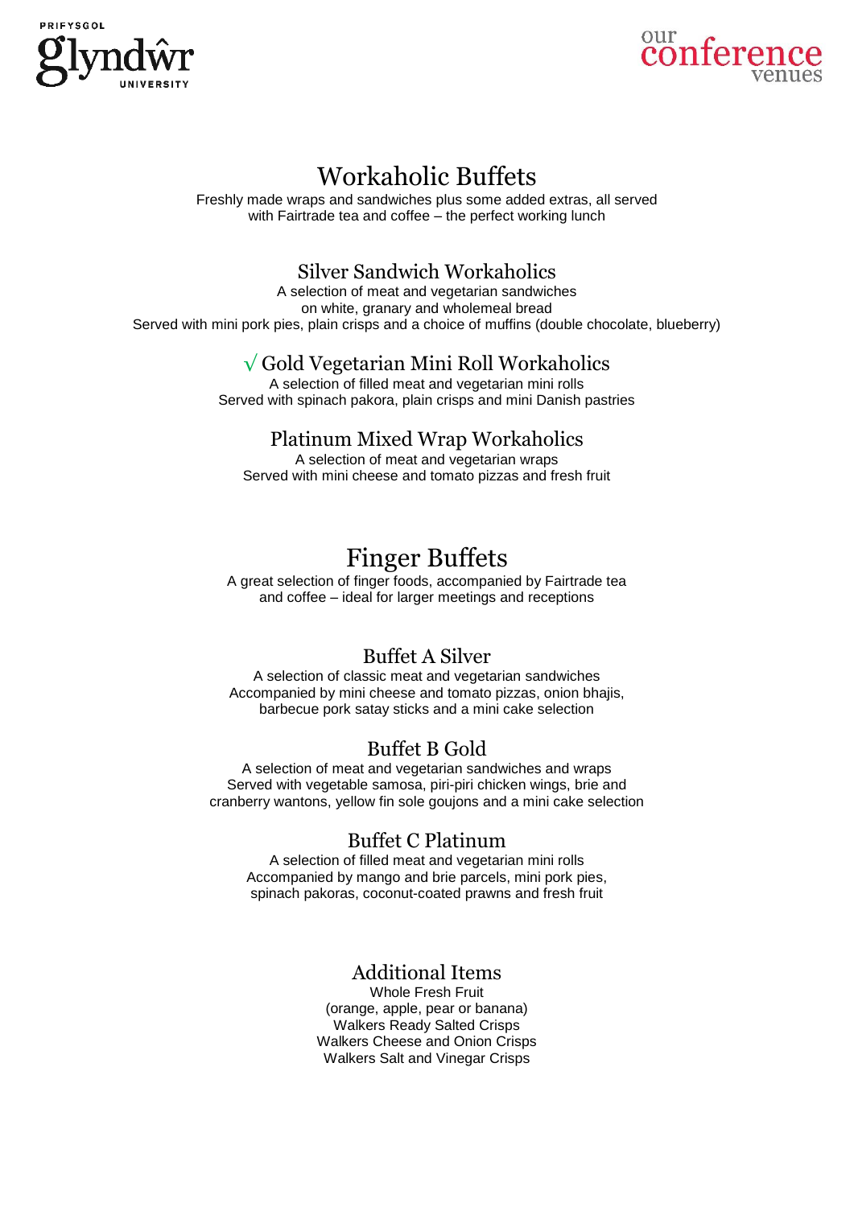# Workaholic Buffets

Freshly made wraps and sandwiches plus some added extras, all served with Fairtrade tea and coffee – the perfect working lunch

## Silver Sandwich Workaholics

A selection of meat and vegetarian sandwiches on white, granary and wholemeal bread
Served with mini pork pies, plain crisps and a choice of muffins (double chocolate, blueberry)

## √ Gold Vegetarian Mini Roll Workaholics

A selection of filled meat and vegetarian mini rolls
Served with spinach pakora, plain crisps and mini Danish pastries

## Platinum Mixed Wrap Workaholics

A selection of meat and vegetarian wraps
Served with mini cheese and tomato pizzas and fresh fruit

# Finger Buffets

A great selection of finger foods, accompanied by Fairtrade tea and coffee – ideal for larger meetings and receptions

## Buffet A Silver

A selection of classic meat and vegetarian sandwiches
Accompanied by mini cheese and tomato pizzas, onion bhajis, barbecue pork satay sticks and a mini cake selection

## Buffet B Gold

A selection of meat and vegetarian sandwiches and wraps
Served with vegetable samosa, piri-piri chicken wings, brie and cranberry wantons, yellow fin sole goujons and a mini cake selection

## Buffet C Platinum

A selection of filled meat and vegetarian mini rolls
Accompanied by mango and brie parcels, mini pork pies, spinach pakoras, coconut-coated prawns and fresh fruit

## Additional Items

Whole Fresh Fruit
(orange, apple, pear or banana)
Walkers Ready Salted Crisps
Walkers Cheese and Onion Crisps
Walkers Salt and Vinegar Crisps